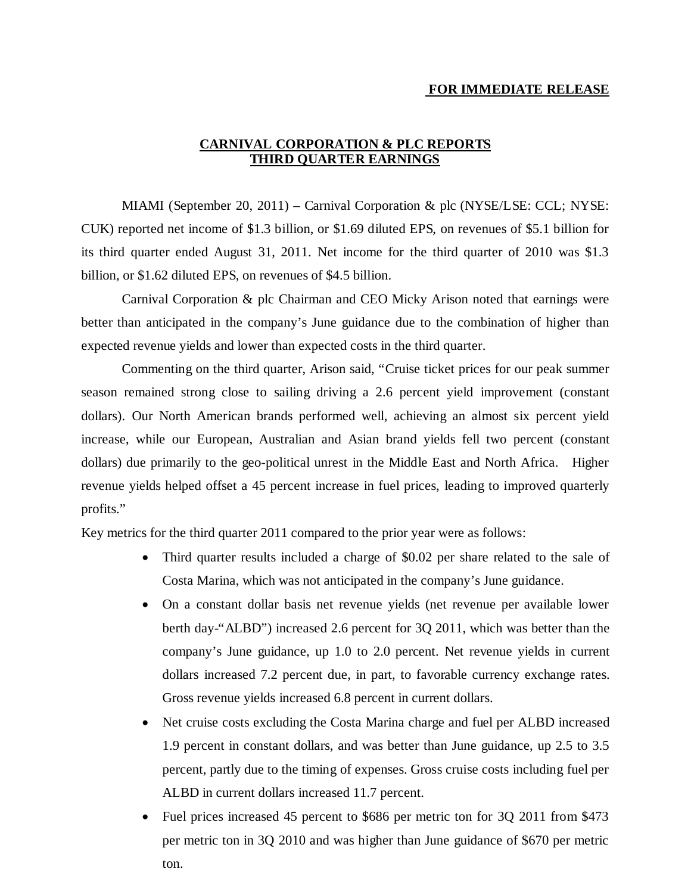**FOR IMMEDIATE RELEASE**

# CARNIVAL CORPORATION & PLC REPORTS THIRD QUARTER EARNINGS

MIAMI (September 20, 2011) – Carnival Corporation & plc (NYSE/LSE: CCL; NYSE: CUK) reported net income of $1.3 billion, or $1.69 diluted EPS, on revenues of $5.1 billion for its third quarter ended August 31, 2011. Net income for the third quarter of 2010 was $1.3 billion, or $1.62 diluted EPS, on revenues of $4.5 billion.

Carnival Corporation & plc Chairman and CEO Micky Arison noted that earnings were better than anticipated in the company's June guidance due to the combination of higher than expected revenue yields and lower than expected costs in the third quarter.

Commenting on the third quarter, Arison said, "Cruise ticket prices for our peak summer season remained strong close to sailing driving a 2.6 percent yield improvement (constant dollars). Our North American brands performed well, achieving an almost six percent yield increase, while our European, Australian and Asian brand yields fell two percent (constant dollars) due primarily to the geo-political unrest in the Middle East and North Africa. Higher revenue yields helped offset a 45 percent increase in fuel prices, leading to improved quarterly profits."

Key metrics for the third quarter 2011 compared to the prior year were as follows:

- Third quarter results included a charge of $0.02 per share related to the sale of Costa Marina, which was not anticipated in the company's June guidance.
- On a constant dollar basis net revenue yields (net revenue per available lower berth day-"ALBD") increased 2.6 percent for 3Q 2011, which was better than the company's June guidance, up 1.0 to 2.0 percent. Net revenue yields in current dollars increased 7.2 percent due, in part, to favorable currency exchange rates. Gross revenue yields increased 6.8 percent in current dollars.
- Net cruise costs excluding the Costa Marina charge and fuel per ALBD increased 1.9 percent in constant dollars, and was better than June guidance, up 2.5 to 3.5 percent, partly due to the timing of expenses. Gross cruise costs including fuel per ALBD in current dollars increased 11.7 percent.
- Fuel prices increased 45 percent to $686 per metric ton for 3Q 2011 from $473 per metric ton in 3Q 2010 and was higher than June guidance of $670 per metric ton.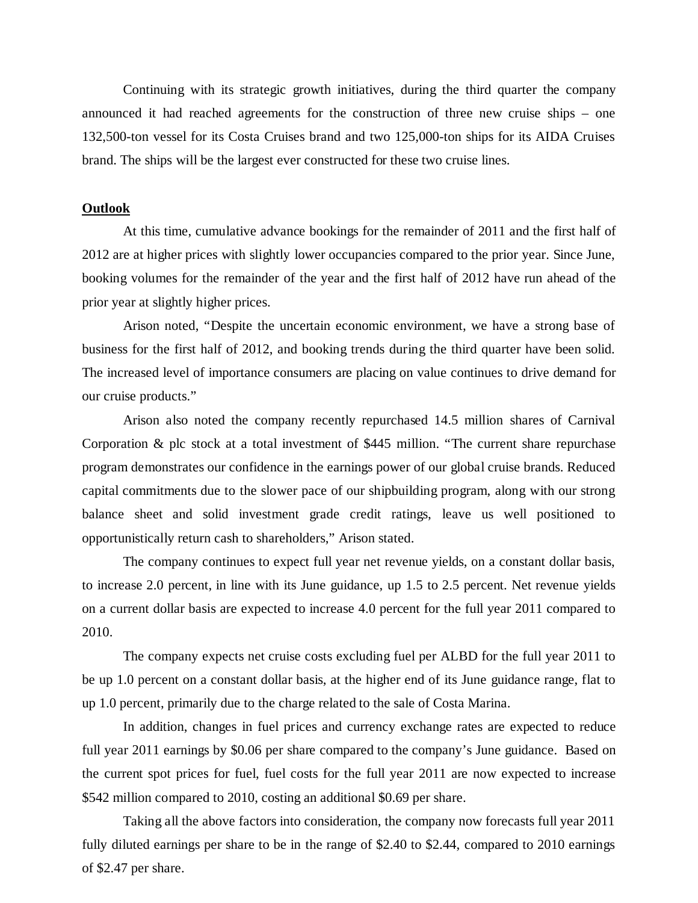Continuing with its strategic growth initiatives, during the third quarter the company announced it had reached agreements for the construction of three new cruise ships – one 132,500-ton vessel for its Costa Cruises brand and two 125,000-ton ships for its AIDA Cruises brand. The ships will be the largest ever constructed for these two cruise lines.

## Outlook

At this time, cumulative advance bookings for the remainder of 2011 and the first half of 2012 are at higher prices with slightly lower occupancies compared to the prior year. Since June, booking volumes for the remainder of the year and the first half of 2012 have run ahead of the prior year at slightly higher prices.

Arison noted, "Despite the uncertain economic environment, we have a strong base of business for the first half of 2012, and booking trends during the third quarter have been solid. The increased level of importance consumers are placing on value continues to drive demand for our cruise products."

Arison also noted the company recently repurchased 14.5 million shares of Carnival Corporation & plc stock at a total investment of $445 million. "The current share repurchase program demonstrates our confidence in the earnings power of our global cruise brands. Reduced capital commitments due to the slower pace of our shipbuilding program, along with our strong balance sheet and solid investment grade credit ratings, leave us well positioned to opportunistically return cash to shareholders," Arison stated.

The company continues to expect full year net revenue yields, on a constant dollar basis, to increase 2.0 percent, in line with its June guidance, up 1.5 to 2.5 percent. Net revenue yields on a current dollar basis are expected to increase 4.0 percent for the full year 2011 compared to 2010.

The company expects net cruise costs excluding fuel per ALBD for the full year 2011 to be up 1.0 percent on a constant dollar basis, at the higher end of its June guidance range, flat to up 1.0 percent, primarily due to the charge related to the sale of Costa Marina.

In addition, changes in fuel prices and currency exchange rates are expected to reduce full year 2011 earnings by $0.06 per share compared to the company's June guidance. Based on the current spot prices for fuel, fuel costs for the full year 2011 are now expected to increase $542 million compared to 2010, costing an additional $0.69 per share.

Taking all the above factors into consideration, the company now forecasts full year 2011 fully diluted earnings per share to be in the range of $2.40 to $2.44, compared to 2010 earnings of $2.47 per share.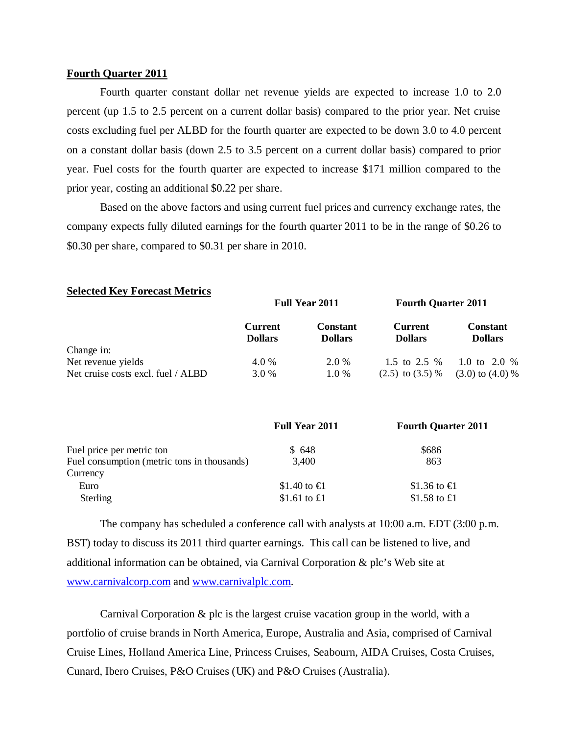**Fourth Quarter 2011**

Fourth quarter constant dollar net revenue yields are expected to increase 1.0 to 2.0 percent (up 1.5 to 2.5 percent on a current dollar basis) compared to the prior year. Net cruise costs excluding fuel per ALBD for the fourth quarter are expected to be down 3.0 to 4.0 percent on a constant dollar basis (down 2.5 to 3.5 percent on a current dollar basis) compared to prior year. Fuel costs for the fourth quarter are expected to increase $171 million compared to the prior year, costing an additional $0.22 per share.

Based on the above factors and using current fuel prices and currency exchange rates, the company expects fully diluted earnings for the fourth quarter 2011 to be in the range of $0.26 to $0.30 per share, compared to $0.31 per share in 2010.

**Selected Key Forecast Metrics**

| | Full Year 2011 | | Fourth Quarter 2011 | |
|---|---|---|---|---|
| | Current Dollars | Constant Dollars | Current Dollars | Constant Dollars |
| Change in: | | | | |
| Net revenue yields | 4.0 % | 2.0 % | 1.5 to 2.5 % | 1.0 to 2.0 % |
| Net cruise costs excl. fuel / ALBD | 3.0 % | 1.0 % | (2.5) to (3.5) % | (3.0) to (4.0) % |

| | Full Year 2011 | Fourth Quarter 2011 |
|---|---|---|
| Fuel price per metric ton | $ 648 | $686 |
| Fuel consumption (metric tons in thousands) | 3,400 | 863 |
| Currency | | |
| Euro | $1.40 to €1 | $1.36 to €1 |
| Sterling | $1.61 to £1 | $1.58 to £1 |

The company has scheduled a conference call with analysts at 10:00 a.m. EDT (3:00 p.m. BST) today to discuss its 2011 third quarter earnings. This call can be listened to live, and additional information can be obtained, via Carnival Corporation & plc's Web site at www.carnivalcorp.com and www.carnivalplc.com.

Carnival Corporation & plc is the largest cruise vacation group in the world, with a portfolio of cruise brands in North America, Europe, Australia and Asia, comprised of Carnival Cruise Lines, Holland America Line, Princess Cruises, Seabourn, AIDA Cruises, Costa Cruises, Cunard, Ibero Cruises, P&O Cruises (UK) and P&O Cruises (Australia).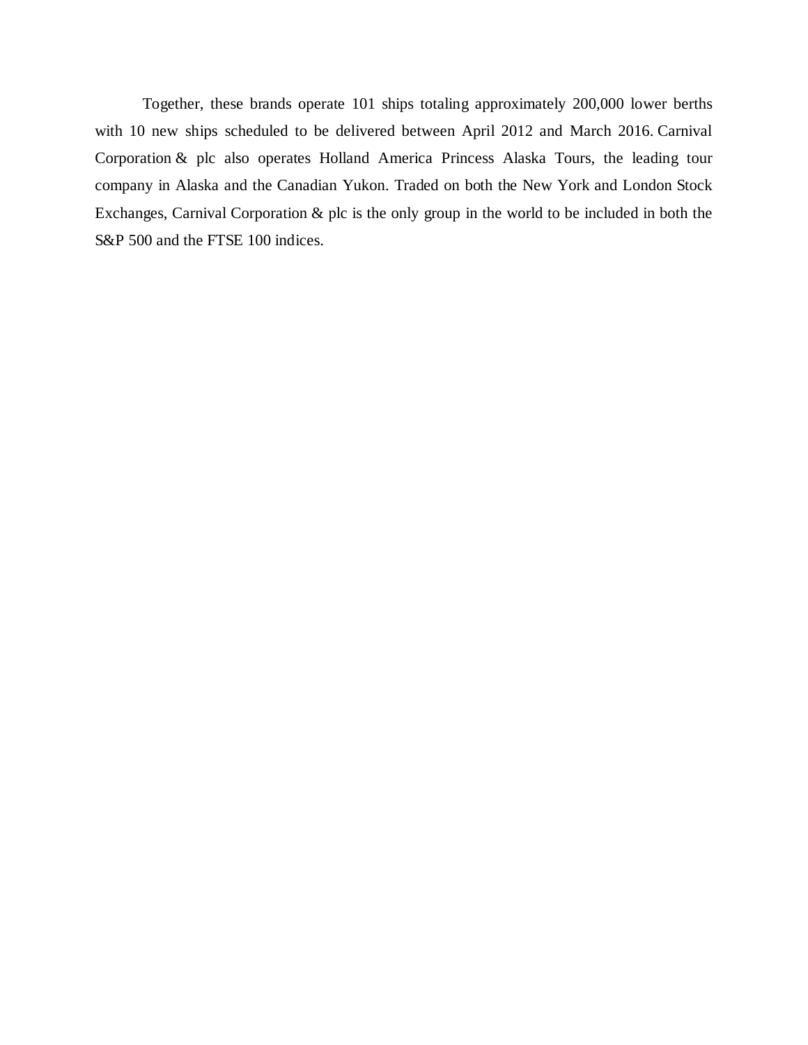Together, these brands operate 101 ships totaling approximately 200,000 lower berths with 10 new ships scheduled to be delivered between April 2012 and March 2016. Carnival Corporation & plc also operates Holland America Princess Alaska Tours, the leading tour company in Alaska and the Canadian Yukon. Traded on both the New York and London Stock Exchanges, Carnival Corporation & plc is the only group in the world to be included in both the S&P 500 and the FTSE 100 indices.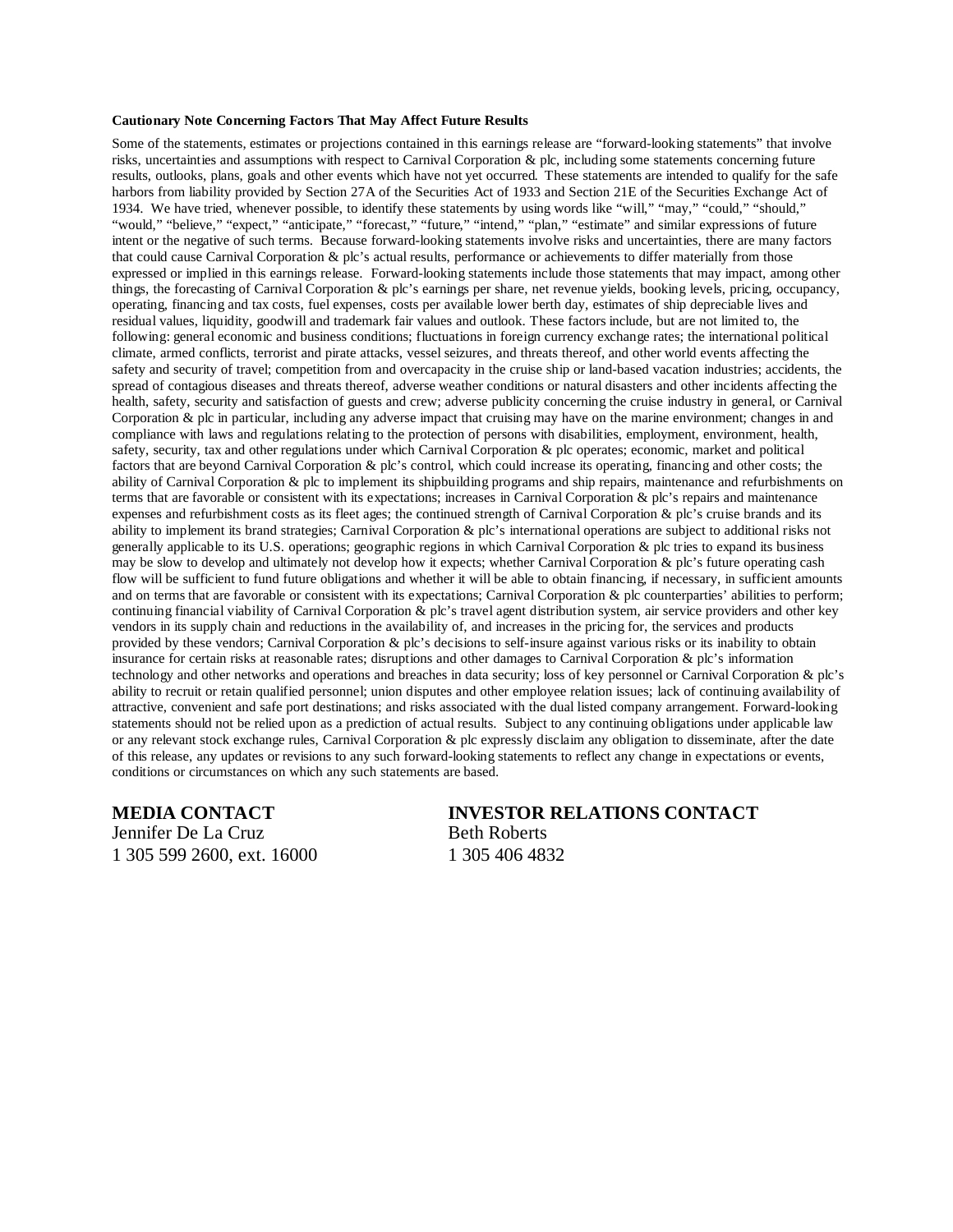**Cautionary Note Concerning Factors That May Affect Future Results**

Some of the statements, estimates or projections contained in this earnings release are "forward-looking statements" that involve risks, uncertainties and assumptions with respect to Carnival Corporation & plc, including some statements concerning future results, outlooks, plans, goals and other events which have not yet occurred. These statements are intended to qualify for the safe harbors from liability provided by Section 27A of the Securities Act of 1933 and Section 21E of the Securities Exchange Act of 1934. We have tried, whenever possible, to identify these statements by using words like "will," "may," "could," "should," "would," "believe," "expect," "anticipate," "forecast," "future," "intend," "plan," "estimate" and similar expressions of future intent or the negative of such terms. Because forward-looking statements involve risks and uncertainties, there are many factors that could cause Carnival Corporation & plc's actual results, performance or achievements to differ materially from those expressed or implied in this earnings release. Forward-looking statements include those statements that may impact, among other things, the forecasting of Carnival Corporation & plc's earnings per share, net revenue yields, booking levels, pricing, occupancy, operating, financing and tax costs, fuel expenses, costs per available lower berth day, estimates of ship depreciable lives and residual values, liquidity, goodwill and trademark fair values and outlook. These factors include, but are not limited to, the following: general economic and business conditions; fluctuations in foreign currency exchange rates; the international political climate, armed conflicts, terrorist and pirate attacks, vessel seizures, and threats thereof, and other world events affecting the safety and security of travel; competition from and overcapacity in the cruise ship or land-based vacation industries; accidents, the spread of contagious diseases and threats thereof, adverse weather conditions or natural disasters and other incidents affecting the health, safety, security and satisfaction of guests and crew; adverse publicity concerning the cruise industry in general, or Carnival Corporation & plc in particular, including any adverse impact that cruising may have on the marine environment; changes in and compliance with laws and regulations relating to the protection of persons with disabilities, employment, environment, health, safety, security, tax and other regulations under which Carnival Corporation & plc operates; economic, market and political factors that are beyond Carnival Corporation & plc's control, which could increase its operating, financing and other costs; the ability of Carnival Corporation & plc to implement its shipbuilding programs and ship repairs, maintenance and refurbishments on terms that are favorable or consistent with its expectations; increases in Carnival Corporation & plc's repairs and maintenance expenses and refurbishment costs as its fleet ages; the continued strength of Carnival Corporation & plc's cruise brands and its ability to implement its brand strategies; Carnival Corporation & plc's international operations are subject to additional risks not generally applicable to its U.S. operations; geographic regions in which Carnival Corporation & plc tries to expand its business may be slow to develop and ultimately not develop how it expects; whether Carnival Corporation & plc's future operating cash flow will be sufficient to fund future obligations and whether it will be able to obtain financing, if necessary, in sufficient amounts and on terms that are favorable or consistent with its expectations; Carnival Corporation & plc counterparties' abilities to perform; continuing financial viability of Carnival Corporation & plc's travel agent distribution system, air service providers and other key vendors in its supply chain and reductions in the availability of, and increases in the pricing for, the services and products provided by these vendors; Carnival Corporation & plc's decisions to self-insure against various risks or its inability to obtain insurance for certain risks at reasonable rates; disruptions and other damages to Carnival Corporation & plc's information technology and other networks and operations and breaches in data security; loss of key personnel or Carnival Corporation & plc's ability to recruit or retain qualified personnel; union disputes and other employee relation issues; lack of continuing availability of attractive, convenient and safe port destinations; and risks associated with the dual listed company arrangement. Forward-looking statements should not be relied upon as a prediction of actual results. Subject to any continuing obligations under applicable law or any relevant stock exchange rules, Carnival Corporation & plc expressly disclaim any obligation to disseminate, after the date of this release, any updates or revisions to any such forward-looking statements to reflect any change in expectations or events, conditions or circumstances on which any such statements are based.

**MEDIA CONTACT**
Jennifer De La Cruz
1 305 599 2600, ext. 16000

**INVESTOR RELATIONS CONTACT**
Beth Roberts
1 305 406 4832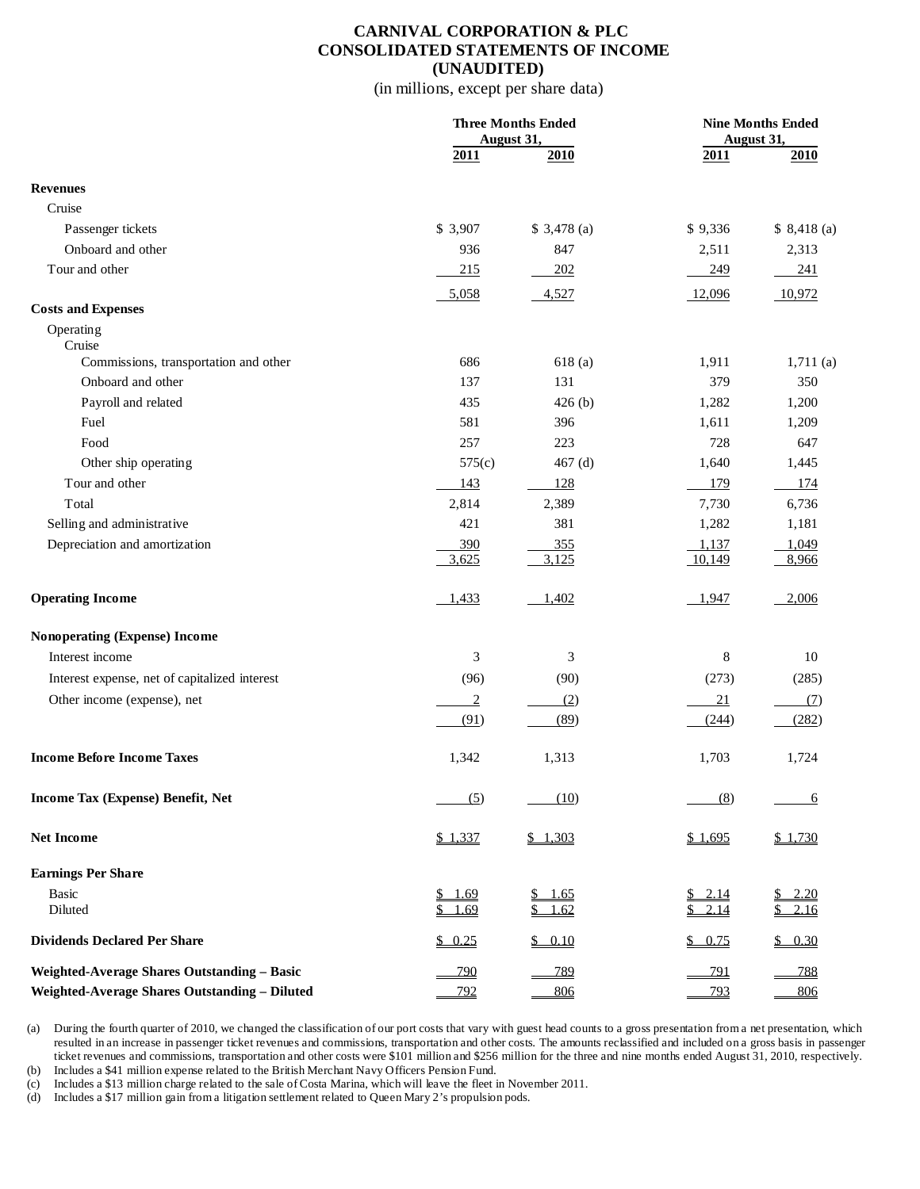# CARNIVAL CORPORATION & PLC
## CONSOLIDATED STATEMENTS OF INCOME
### (UNAUDITED)

(in millions, except per share data)

| | Three Months Ended August 31, | | Nine Months Ended August 31, | |
|---|---|---|---|---|
| | 2011 | 2010 | 2011 | 2010 |
| **Revenues** | | | | |
| Cruise | | | | |
| Passenger tickets | $ 3,907 | $ 3,478 (a) | $ 9,336 | $ 8,418 (a) |
| Onboard and other | 936 | 847 | 2,511 | 2,313 |
| Tour and other | 215 | 202 | 249 | 241 |
| | 5,058 | 4,527 | 12,096 | 10,972 |
| **Costs and Expenses** | | | | |
| Operating | | | | |
| Cruise | | | | |
| Commissions, transportation and other | 686 | 618 (a) | 1,911 | 1,711 (a) |
| Onboard and other | 137 | 131 | 379 | 350 |
| Payroll and related | 435 | 426 (b) | 1,282 | 1,200 |
| Fuel | 581 | 396 | 1,611 | 1,209 |
| Food | 257 | 223 | 728 | 647 |
| Other ship operating | 575(c) | 467 (d) | 1,640 | 1,445 |
| Tour and other | 143 | 128 | 179 | 174 |
| Total | 2,814 | 2,389 | 7,730 | 6,736 |
| Selling and administrative | 421 | 381 | 1,282 | 1,181 |
| Depreciation and amortization | 390 | 355 | 1,137 | 1,049 |
| | 3,625 | 3,125 | 10,149 | 8,966 |
| **Operating Income** | 1,433 | 1,402 | 1,947 | 2,006 |
| **Nonoperating (Expense) Income** | | | | |
| Interest income | 3 | 3 | 8 | 10 |
| Interest expense, net of capitalized interest | (96) | (90) | (273) | (285) |
| Other income (expense), net | 2 | (2) | 21 | (7) |
| | (91) | (89) | (244) | (282) |
| **Income Before Income Taxes** | 1,342 | 1,313 | 1,703 | 1,724 |
| **Income Tax (Expense) Benefit, Net** | (5) | (10) | (8) | 6 |
| **Net Income** | $ 1,337 | $ 1,303 | $ 1,695 | $ 1,730 |
| **Earnings Per Share** | | | | |
| Basic | $ 1.69 | $ 1.65 | $ 2.14 | $ 2.20 |
| Diluted | $ 1.69 | $ 1.62 | $ 2.14 | $ 2.16 |
| **Dividends Declared Per Share** | $ 0.25 | $ 0.10 | $ 0.75 | $ 0.30 |
| **Weighted-Average Shares Outstanding – Basic** | 790 | 789 | 791 | 788 |
| **Weighted-Average Shares Outstanding – Diluted** | 792 | 806 | 793 | 806 |

(a) During the fourth quarter of 2010, we changed the classification of our port costs that vary with guest head counts to a gross presentation from a net presentation, which resulted in an increase in passenger ticket revenues and commissions, transportation and other costs. The amounts reclassified and included on a gross basis in passenger ticket revenues and commissions, transportation and other costs were $101 million and $256 million for the three and nine months ended August 31, 2010, respectively.

(b) Includes a $41 million expense related to the British Merchant Navy Officers Pension Fund.

(c) Includes a $13 million charge related to the sale of Costa Marina, which will leave the fleet in November 2011.

(d) Includes a $17 million gain from a litigation settlement related to Queen Mary 2's propulsion pods.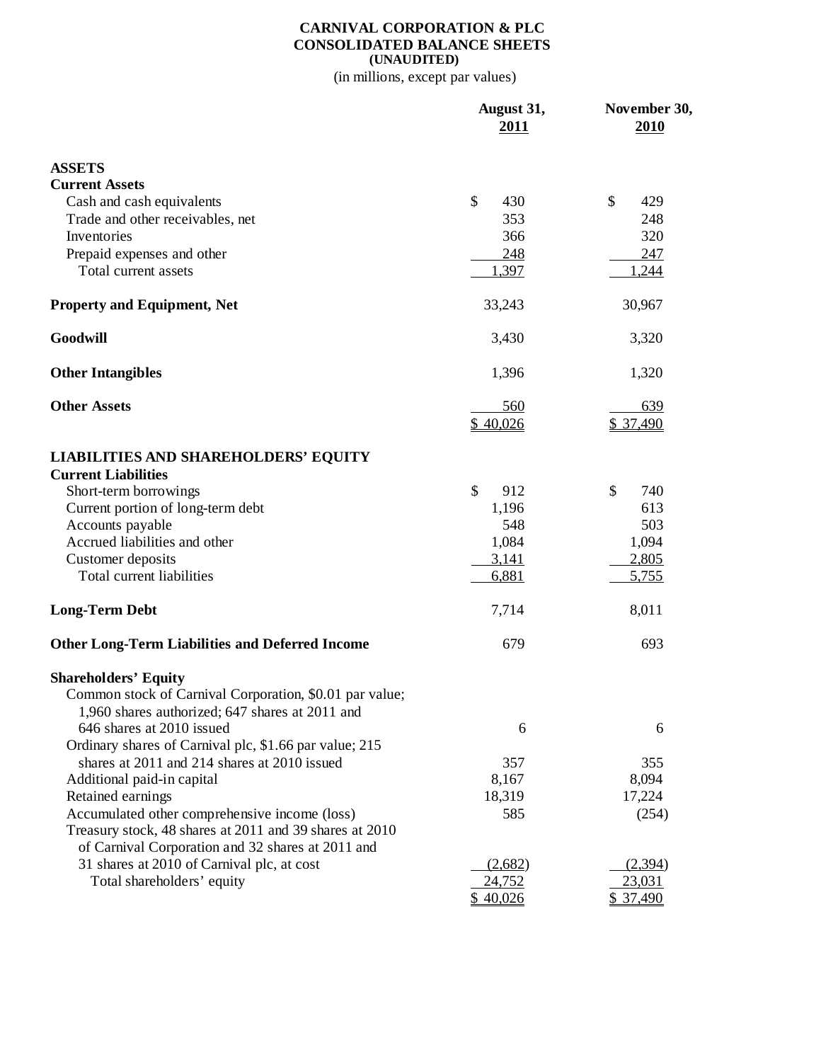# CARNIVAL CORPORATION & PLC
## CONSOLIDATED BALANCE SHEETS
### (UNAUDITED)

(in millions, except par values)

| | August 31, 2011 | November 30, 2010 |
|---|---|---|
| **ASSETS** | | |
| **Current Assets** | | |
| Cash and cash equivalents | $ 430 | $ 429 |
| Trade and other receivables, net | 353 | 248 |
| Inventories | 366 | 320 |
| Prepaid expenses and other | 248 | 247 |
| Total current assets | 1,397 | 1,244 |
| **Property and Equipment, Net** | 33,243 | 30,967 |
| **Goodwill** | 3,430 | 3,320 |
| **Other Intangibles** | 1,396 | 1,320 |
| **Other Assets** | 560 | 639 |
| | $ 40,026 | $ 37,490 |
| **LIABILITIES AND SHAREHOLDERS' EQUITY** | | |
| **Current Liabilities** | | |
| Short-term borrowings | $ 912 | $ 740 |
| Current portion of long-term debt | 1,196 | 613 |
| Accounts payable | 548 | 503 |
| Accrued liabilities and other | 1,084 | 1,094 |
| Customer deposits | 3,141 | 2,805 |
| Total current liabilities | 6,881 | 5,755 |
| **Long-Term Debt** | 7,714 | 8,011 |
| **Other Long-Term Liabilities and Deferred Income** | 679 | 693 |
| **Shareholders' Equity** | | |
| Common stock of Carnival Corporation, $0.01 par value; 1,960 shares authorized; 647 shares at 2011 and 646 shares at 2010 issued | 6 | 6 |
| Ordinary shares of Carnival plc, $1.66 par value; 215 shares at 2011 and 214 shares at 2010 issued | 357 | 355 |
| Additional paid-in capital | 8,167 | 8,094 |
| Retained earnings | 18,319 | 17,224 |
| Accumulated other comprehensive income (loss) | 585 | (254) |
| Treasury stock, 48 shares at 2011 and 39 shares at 2010 of Carnival Corporation and 32 shares at 2011 and 31 shares at 2010 of Carnival plc, at cost | (2,682) | (2,394) |
| Total shareholders' equity | 24,752 | 23,031 |
| | $ 40,026 | $ 37,490 |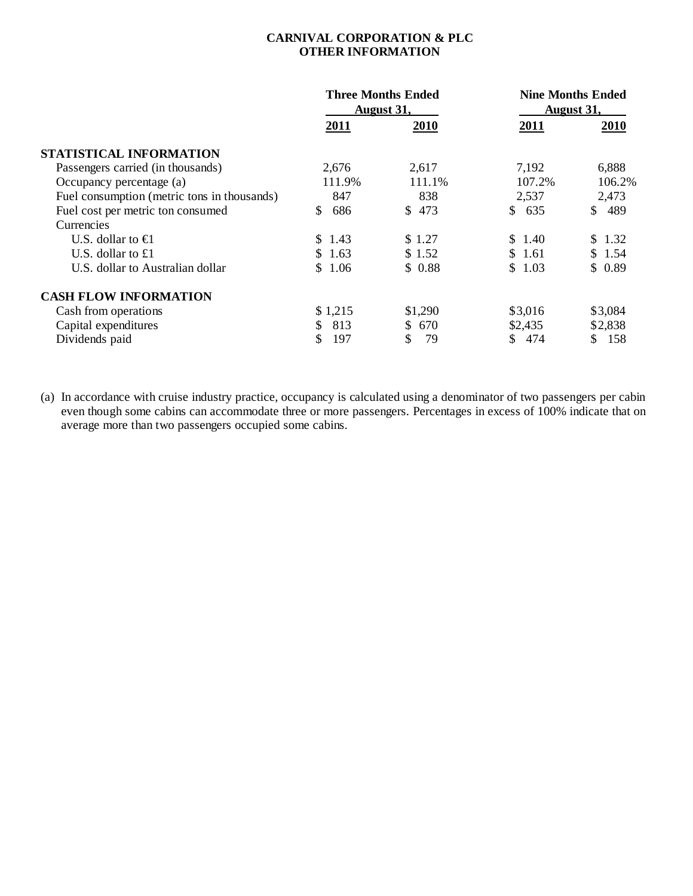# CARNIVAL CORPORATION & PLC
## OTHER INFORMATION

| | Three Months Ended August 31, | | Nine Months Ended August 31, | |
|---|---|---|---|---|
| | **2011** | **2010** | **2011** | **2010** |
| **STATISTICAL INFORMATION** | | | | |
| Passengers carried (in thousands) | 2,676 | 2,617 | 7,192 | 6,888 |
| Occupancy percentage (a) | 111.9% | 111.1% | 107.2% | 106.2% |
| Fuel consumption (metric tons in thousands) | 847 | 838 | 2,537 | 2,473 |
| Fuel cost per metric ton consumed | $ 686 | $ 473 | $ 635 | $ 489 |
| Currencies | | | | |
| U.S. dollar to €1 | $ 1.43 | $ 1.27 | $ 1.40 | $ 1.32 |
| U.S. dollar to £1 | $ 1.63 | $ 1.52 | $ 1.61 | $ 1.54 |
| U.S. dollar to Australian dollar | $ 1.06 | $ 0.88 | $ 1.03 | $ 0.89 |
| **CASH FLOW INFORMATION** | | | | |
| Cash from operations | $ 1,215 | $1,290 | $3,016 | $3,084 |
| Capital expenditures | $ 813 | $ 670 | $2,435 | $2,838 |
| Dividends paid | $ 197 | $ 79 | $ 474 | $ 158 |

(a) In accordance with cruise industry practice, occupancy is calculated using a denominator of two passengers per cabin even though some cabins can accommodate three or more passengers. Percentages in excess of 100% indicate that on average more than two passengers occupied some cabins.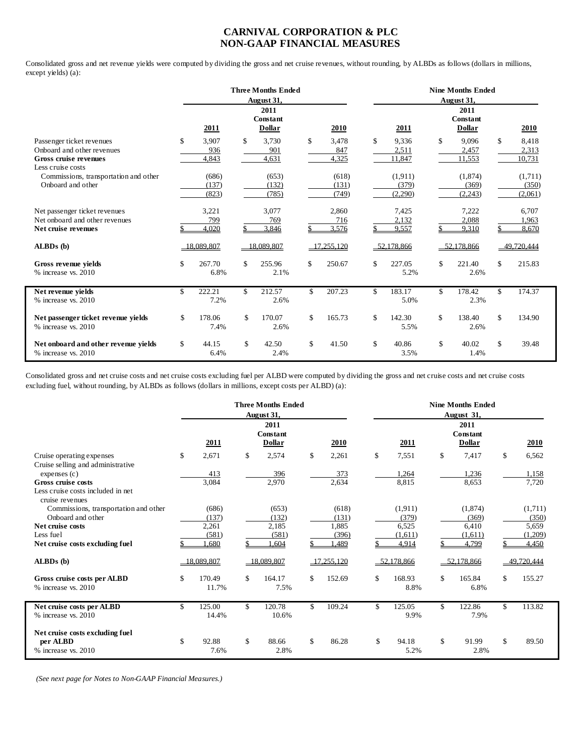# CARNIVAL CORPORATION & PLC
# NON-GAAP FINANCIAL MEASURES

Consolidated gross and net revenue yields were computed by dividing the gross and net cruise revenues, without rounding, by ALBDs as follows (dollars in millions, except yields) (a):

| | Three Months Ended August 31, | | | Nine Months Ended August 31, | | |
|---|---|---|---|---|---|---|
| | 2011 | 2011 Constant Dollar | 2010 | 2011 | 2011 Constant Dollar | 2010 |
| Passenger ticket revenues | $ 3,907 | $ 3,730 | $ 3,478 | $ 9,336 | $ 9,096 | $ 8,418 |
| Onboard and other revenues | 936 | 901 | 847 | 2,511 | 2,457 | 2,313 |
| **Gross cruise revenues** | 4,843 | 4,631 | 4,325 | 11,847 | 11,553 | 10,731 |
| Less cruise costs | | | | | | |
| Commissions, transportation and other | (686) | (653) | (618) | (1,911) | (1,874) | (1,711) |
| Onboard and other | (137) | (132) | (131) | (379) | (369) | (350) |
| | (823) | (785) | (749) | (2,290) | (2,243) | (2,061) |
| Net passenger ticket revenues | 3,221 | 3,077 | 2,860 | 7,425 | 7,222 | 6,707 |
| Net onboard and other revenues | 799 | 769 | 716 | 2,132 | 2,088 | 1,963 |
| **Net cruise revenues** | $ 4,020 | $ 3,846 | $ 3,576 | $ 9,557 | $ 9,310 | $ 8,670 |
| **ALBDs (b)** | 18,089,807 | 18,089,807 | 17,255,120 | 52,178,866 | 52,178,866 | 49,720,444 |
| **Gross revenue yields** | $ 267.70 | $ 255.96 | $ 250.67 | $ 227.05 | $ 221.40 | $ 215.83 |
| % increase vs. 2010 | 6.8% | 2.1% | | 5.2% | 2.6% | |
| **Net revenue yields** | $ 222.21 | $ 212.57 | $ 207.23 | $ 183.17 | $ 178.42 | $ 174.37 |
| % increase vs. 2010 | 7.2% | 2.6% | | 5.0% | 2.3% | |
| **Net passenger ticket revenue yields** | $ 178.06 | $ 170.07 | $ 165.73 | $ 142.30 | $ 138.40 | $ 134.90 |
| % increase vs. 2010 | 7.4% | 2.6% | | 5.5% | 2.6% | |
| **Net onboard and other revenue yields** | $ 44.15 | $ 42.50 | $ 41.50 | $ 40.86 | $ 40.02 | $ 39.48 |
| % increase vs. 2010 | 6.4% | 2.4% | | 3.5% | 1.4% | |

Consolidated gross and net cruise costs and net cruise costs excluding fuel per ALBD were computed by dividing the gross and net cruise costs and net cruise costs excluding fuel, without rounding, by ALBDs as follows (dollars in millions, except costs per ALBD) (a):

| | Three Months Ended August 31, | | | Nine Months Ended August 31, | | |
|---|---|---|---|---|---|---|
| | 2011 | 2011 Constant Dollar | 2010 | 2011 | 2011 Constant Dollar | 2010 |
| Cruise operating expenses | $ 2,671 | $ 2,574 | $ 2,261 | $ 7,551 | $ 7,417 | $ 6,562 |
| Cruise selling and administrative expenses (c) | 413 | 396 | 373 | 1,264 | 1,236 | 1,158 |
| **Gross cruise costs** | 3,084 | 2,970 | 2,634 | 8,815 | 8,653 | 7,720 |
| Less cruise costs included in net cruise revenues | | | | | | |
| Commissions, transportation and other | (686) | (653) | (618) | (1,911) | (1,874) | (1,711) |
| Onboard and other | (137) | (132) | (131) | (379) | (369) | (350) |
| **Net cruise costs** | 2,261 | 2,185 | 1,885 | 6,525 | 6,410 | 5,659 |
| Less fuel | (581) | (581) | (396) | (1,611) | (1,611) | (1,209) |
| **Net cruise costs excluding fuel** | $ 1,680 | $ 1,604 | $ 1,489 | $ 4,914 | $ 4,799 | $ 4,450 |
| **ALBDs (b)** | 18,089,807 | 18,089,807 | 17,255,120 | 52,178,866 | 52,178,866 | 49,720,444 |
| **Gross cruise costs per ALBD** | $ 170.49 | $ 164.17 | $ 152.69 | $ 168.93 | $ 165.84 | $ 155.27 |
| % increase vs. 2010 | 11.7% | 7.5% | | 8.8% | 6.8% | |
| **Net cruise costs per ALBD** | $ 125.00 | $ 120.78 | $ 109.24 | $ 125.05 | $ 122.86 | $ 113.82 |
| % increase vs. 2010 | 14.4% | 10.6% | | 9.9% | 7.9% | |
| **Net cruise costs excluding fuel per ALBD** | $ 92.88 | $ 88.66 | $ 86.28 | $ 94.18 | $ 91.99 | $ 89.50 |
| % increase vs. 2010 | 7.6% | 2.8% | | 5.2% | 2.8% | |

*(See next page for Notes to Non-GAAP Financial Measures.)*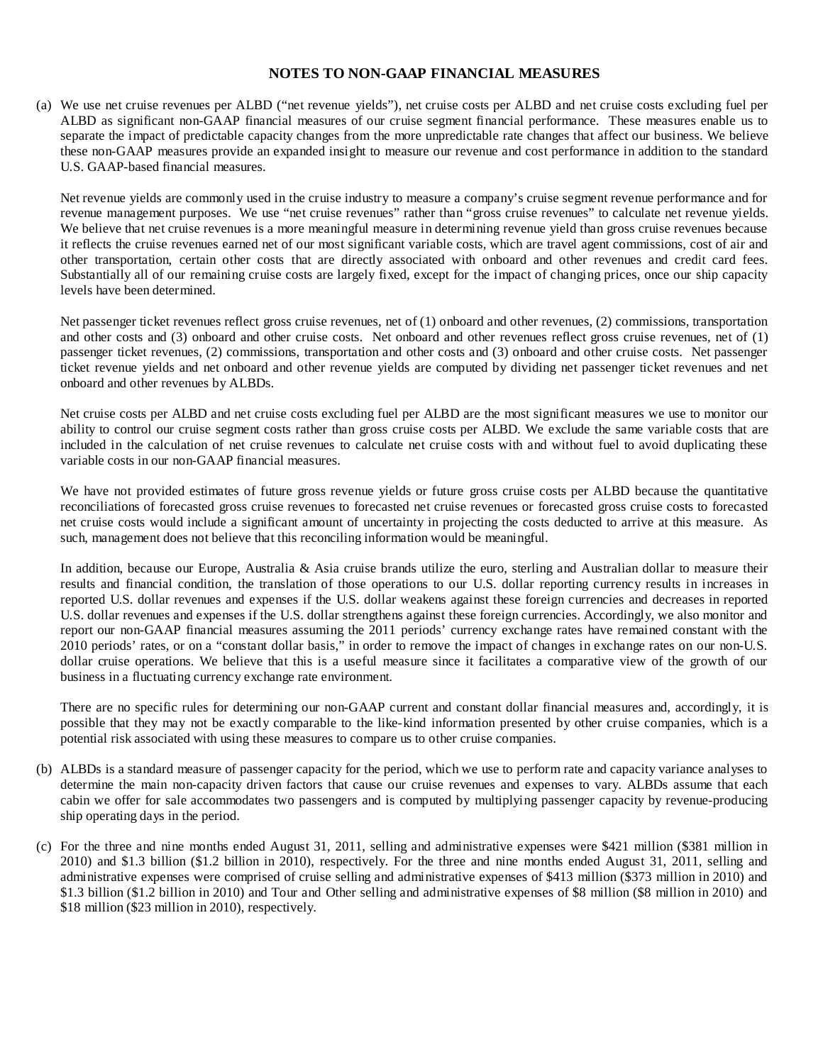## NOTES TO NON-GAAP FINANCIAL MEASURES

(a) We use net cruise revenues per ALBD ("net revenue yields"), net cruise costs per ALBD and net cruise costs excluding fuel per ALBD as significant non-GAAP financial measures of our cruise segment financial performance. These measures enable us to separate the impact of predictable capacity changes from the more unpredictable rate changes that affect our business. We believe these non-GAAP measures provide an expanded insight to measure our revenue and cost performance in addition to the standard U.S. GAAP-based financial measures.

Net revenue yields are commonly used in the cruise industry to measure a company's cruise segment revenue performance and for revenue management purposes. We use "net cruise revenues" rather than "gross cruise revenues" to calculate net revenue yields. We believe that net cruise revenues is a more meaningful measure in determining revenue yield than gross cruise revenues because it reflects the cruise revenues earned net of our most significant variable costs, which are travel agent commissions, cost of air and other transportation, certain other costs that are directly associated with onboard and other revenues and credit card fees. Substantially all of our remaining cruise costs are largely fixed, except for the impact of changing prices, once our ship capacity levels have been determined.

Net passenger ticket revenues reflect gross cruise revenues, net of (1) onboard and other revenues, (2) commissions, transportation and other costs and (3) onboard and other cruise costs. Net onboard and other revenues reflect gross cruise revenues, net of (1) passenger ticket revenues, (2) commissions, transportation and other costs and (3) onboard and other cruise costs. Net passenger ticket revenue yields and net onboard and other revenue yields are computed by dividing net passenger ticket revenues and net onboard and other revenues by ALBDs.

Net cruise costs per ALBD and net cruise costs excluding fuel per ALBD are the most significant measures we use to monitor our ability to control our cruise segment costs rather than gross cruise costs per ALBD. We exclude the same variable costs that are included in the calculation of net cruise revenues to calculate net cruise costs with and without fuel to avoid duplicating these variable costs in our non-GAAP financial measures.

We have not provided estimates of future gross revenue yields or future gross cruise costs per ALBD because the quantitative reconciliations of forecasted gross cruise revenues to forecasted net cruise revenues or forecasted gross cruise costs to forecasted net cruise costs would include a significant amount of uncertainty in projecting the costs deducted to arrive at this measure. As such, management does not believe that this reconciling information would be meaningful.

In addition, because our Europe, Australia & Asia cruise brands utilize the euro, sterling and Australian dollar to measure their results and financial condition, the translation of those operations to our U.S. dollar reporting currency results in increases in reported U.S. dollar revenues and expenses if the U.S. dollar weakens against these foreign currencies and decreases in reported U.S. dollar revenues and expenses if the U.S. dollar strengthens against these foreign currencies. Accordingly, we also monitor and report our non-GAAP financial measures assuming the 2011 periods' currency exchange rates have remained constant with the 2010 periods' rates, or on a "constant dollar basis," in order to remove the impact of changes in exchange rates on our non-U.S. dollar cruise operations. We believe that this is a useful measure since it facilitates a comparative view of the growth of our business in a fluctuating currency exchange rate environment.

There are no specific rules for determining our non-GAAP current and constant dollar financial measures and, accordingly, it is possible that they may not be exactly comparable to the like-kind information presented by other cruise companies, which is a potential risk associated with using these measures to compare us to other cruise companies.

(b) ALBDs is a standard measure of passenger capacity for the period, which we use to perform rate and capacity variance analyses to determine the main non-capacity driven factors that cause our cruise revenues and expenses to vary. ALBDs assume that each cabin we offer for sale accommodates two passengers and is computed by multiplying passenger capacity by revenue-producing ship operating days in the period.

(c) For the three and nine months ended August 31, 2011, selling and administrative expenses were $421 million ($381 million in 2010) and $1.3 billion ($1.2 billion in 2010), respectively. For the three and nine months ended August 31, 2011, selling and administrative expenses were comprised of cruise selling and administrative expenses of $413 million ($373 million in 2010) and $1.3 billion ($1.2 billion in 2010) and Tour and Other selling and administrative expenses of $8 million ($8 million in 2010) and $18 million ($23 million in 2010), respectively.